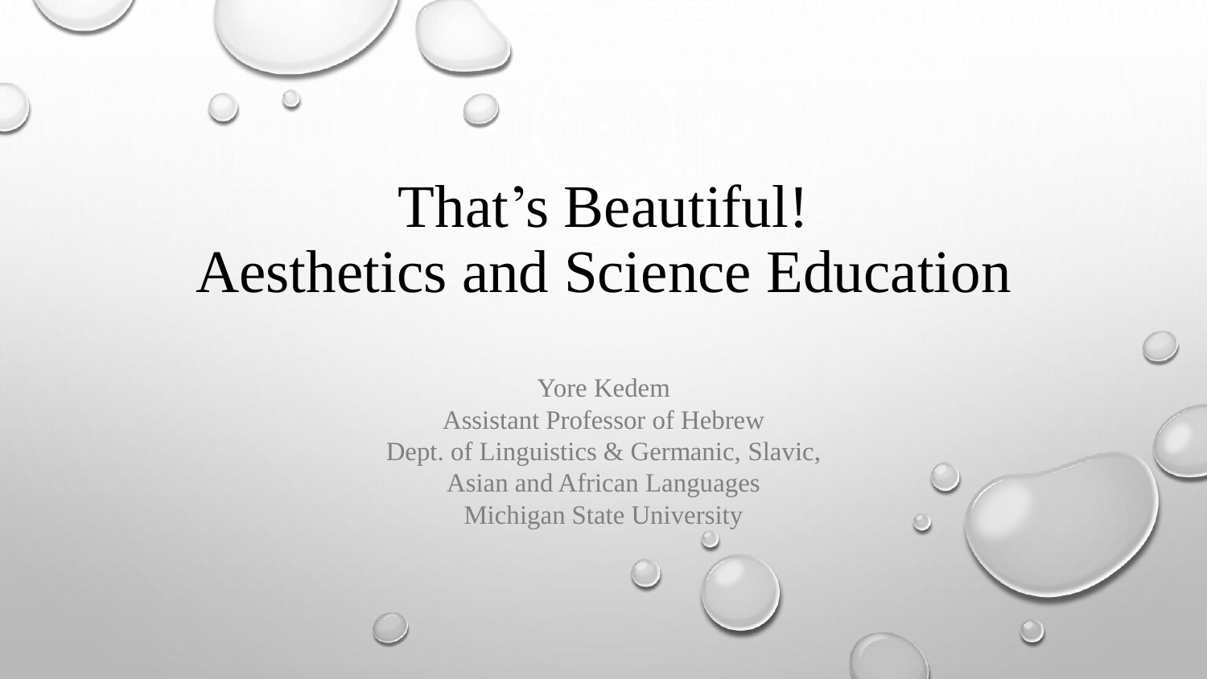# That's Beautiful!
# Aesthetics and Science Education

Yore Kedem
Assistant Professor of Hebrew
Dept. of Linguistics & Germanic, Slavic,
Asian and African Languages
Michigan State University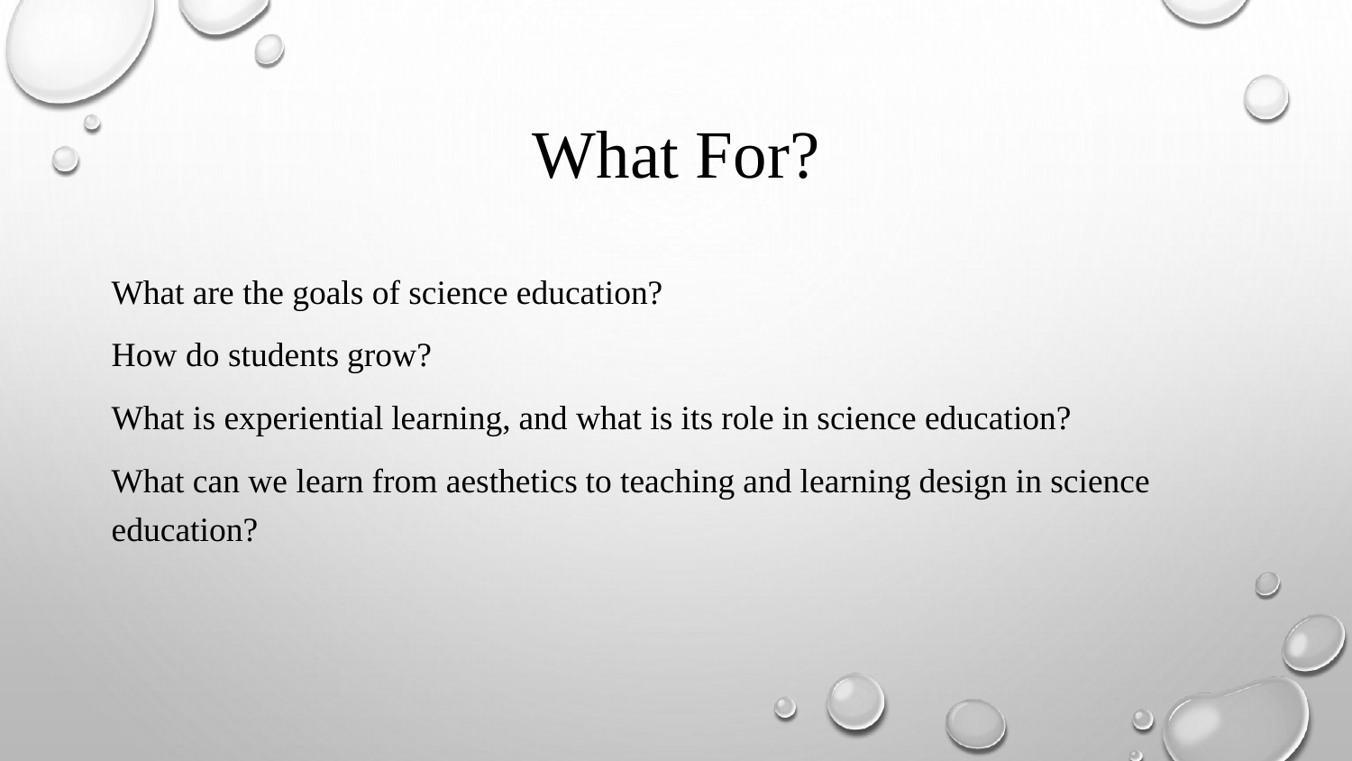# What For?

What are the goals of science education?

How do students grow?

What is experiential learning, and what is its role in science education?

What can we learn from aesthetics to teaching and learning design in science education?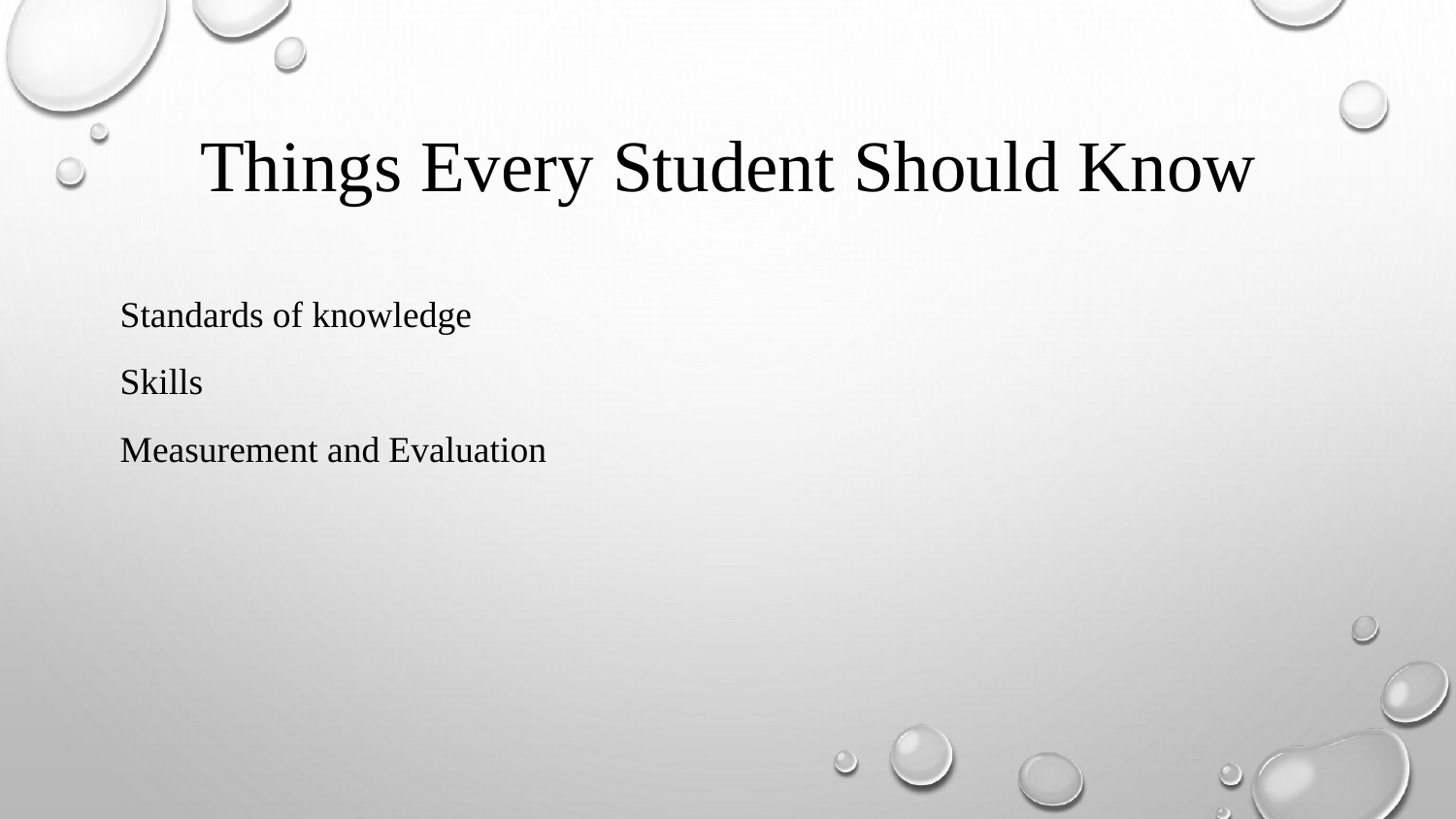# Things Every Student Should Know

Standards of knowledge

Skills

Measurement and Evaluation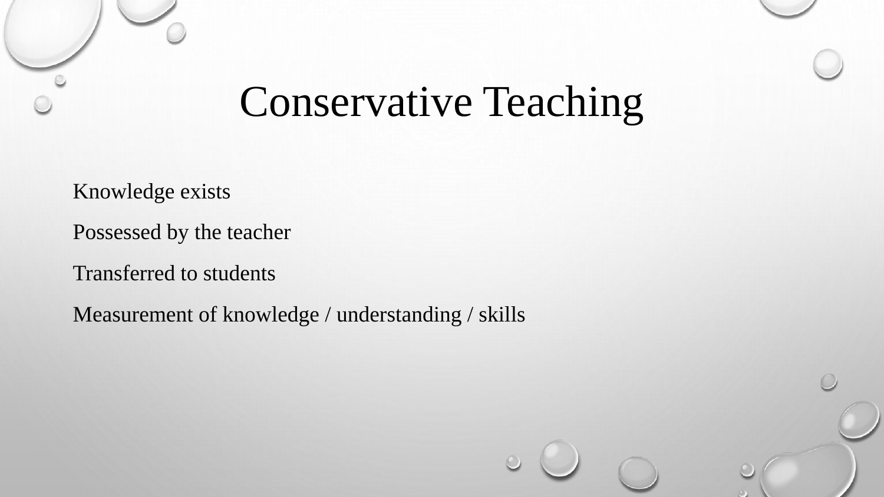# Conservative Teaching

Knowledge exists

Possessed by the teacher

Transferred to students

Measurement of knowledge / understanding / skills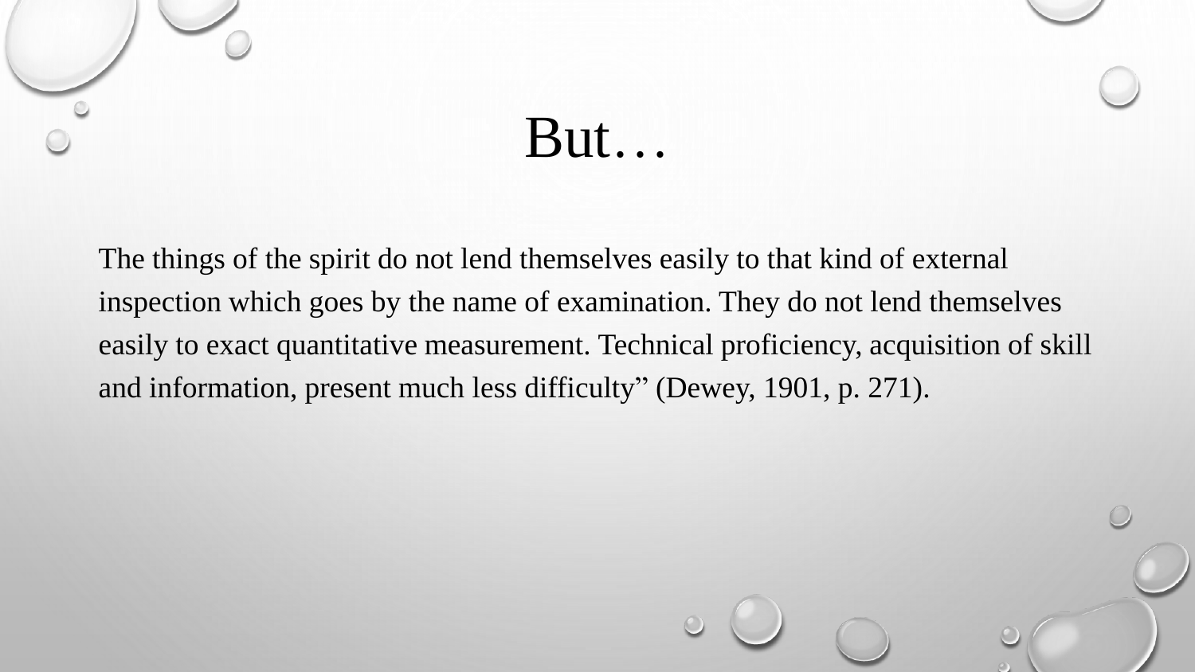# But…

The things of the spirit do not lend themselves easily to that kind of external inspection which goes by the name of examination. They do not lend themselves easily to exact quantitative measurement. Technical proficiency, acquisition of skill and information, present much less difficulty" (Dewey, 1901, p. 271).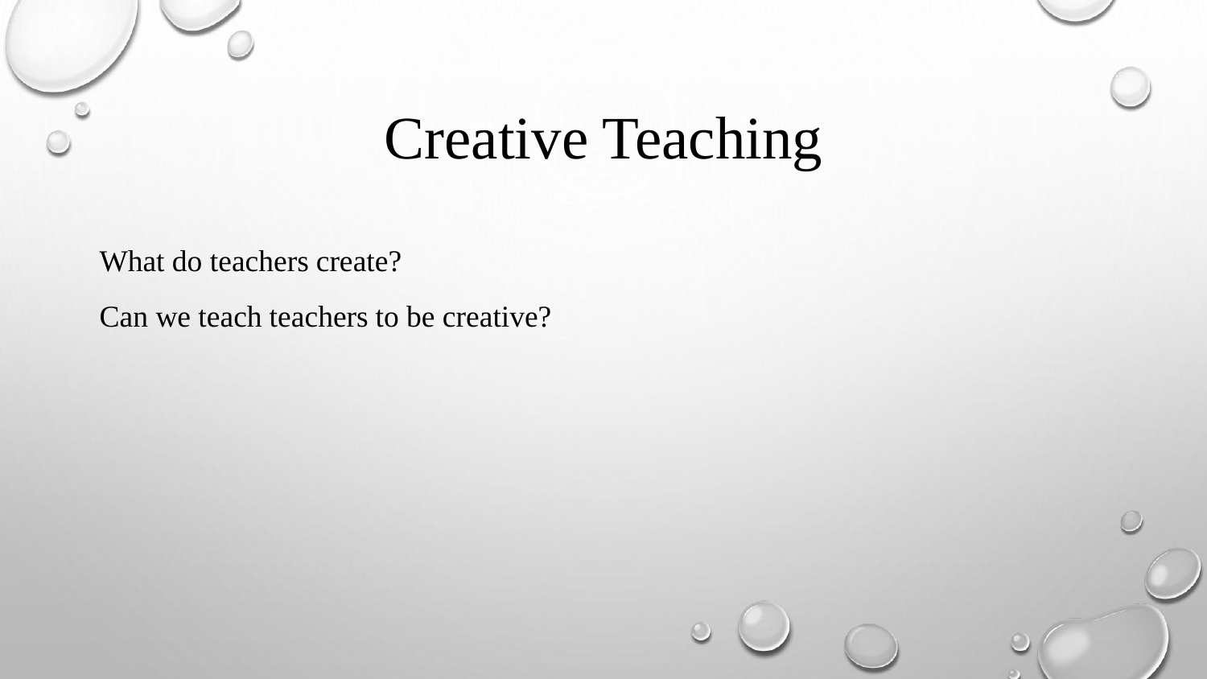# Creative Teaching

What do teachers create?

Can we teach teachers to be creative?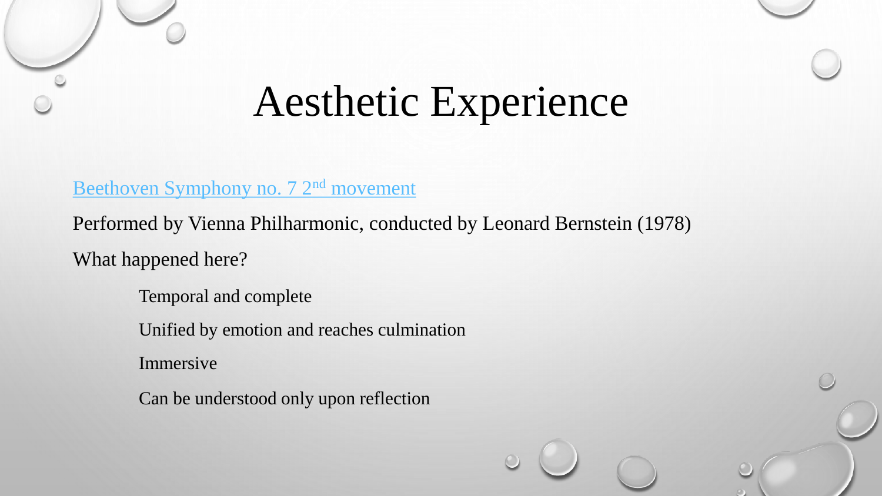# Aesthetic Experience

Beethoven Symphony no. 7 2nd movement

Performed by Vienna Philharmonic, conducted by Leonard Bernstein (1978)

What happened here?

- Temporal and complete
- Unified by emotion and reaches culmination
- Immersive
- Can be understood only upon reflection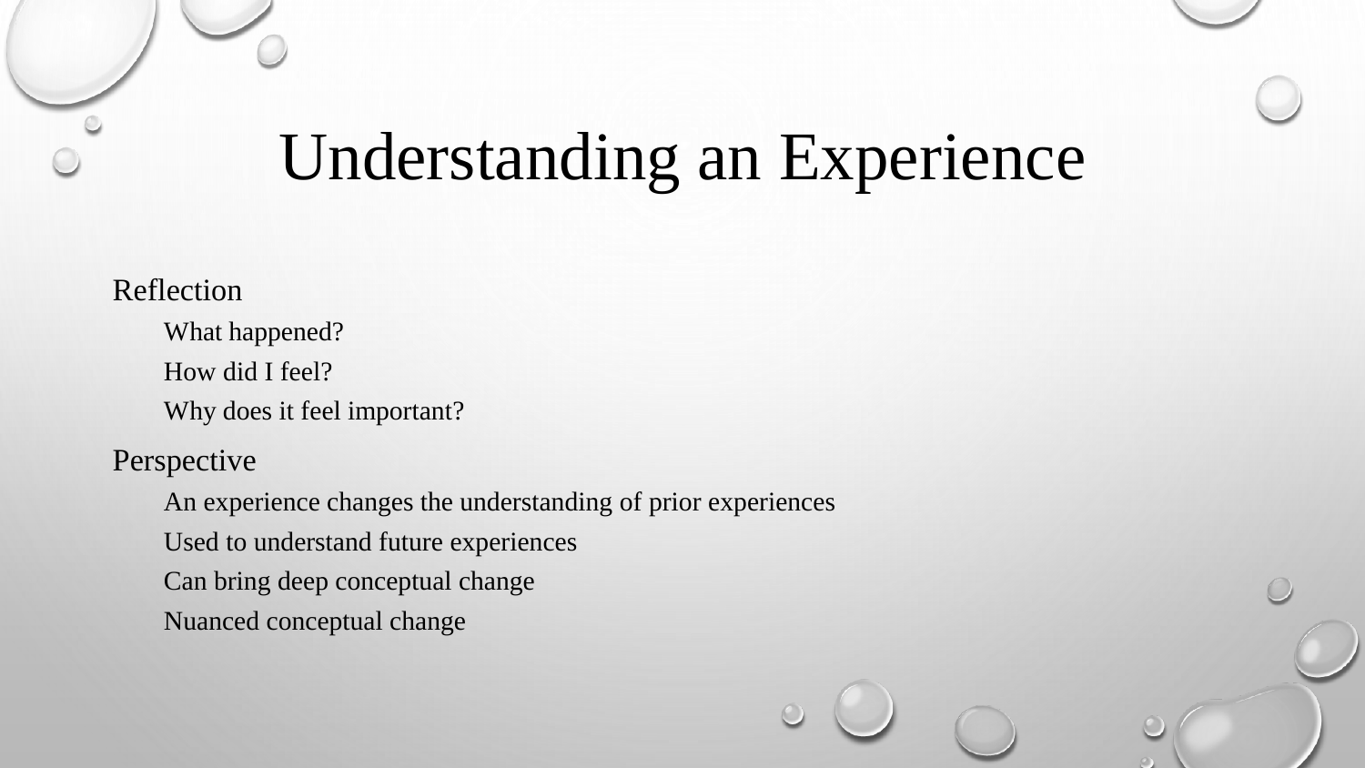# Understanding an Experience

- Reflection
  - What happened?
  - How did I feel?
  - Why does it feel important?
- Perspective
  - An experience changes the understanding of prior experiences
  - Used to understand future experiences
  - Can bring deep conceptual change
  - Nuanced conceptual change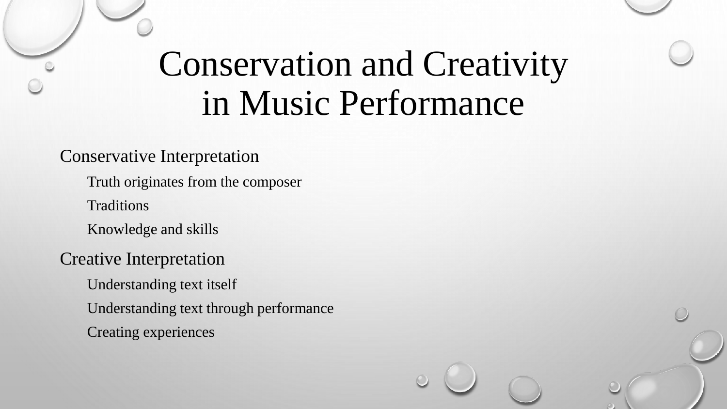# Conservation and Creativity in Music Performance

- Conservative Interpretation
  - Truth originates from the composer
  - Traditions
  - Knowledge and skills
- Creative Interpretation
  - Understanding text itself
  - Understanding text through performance
  - Creating experiences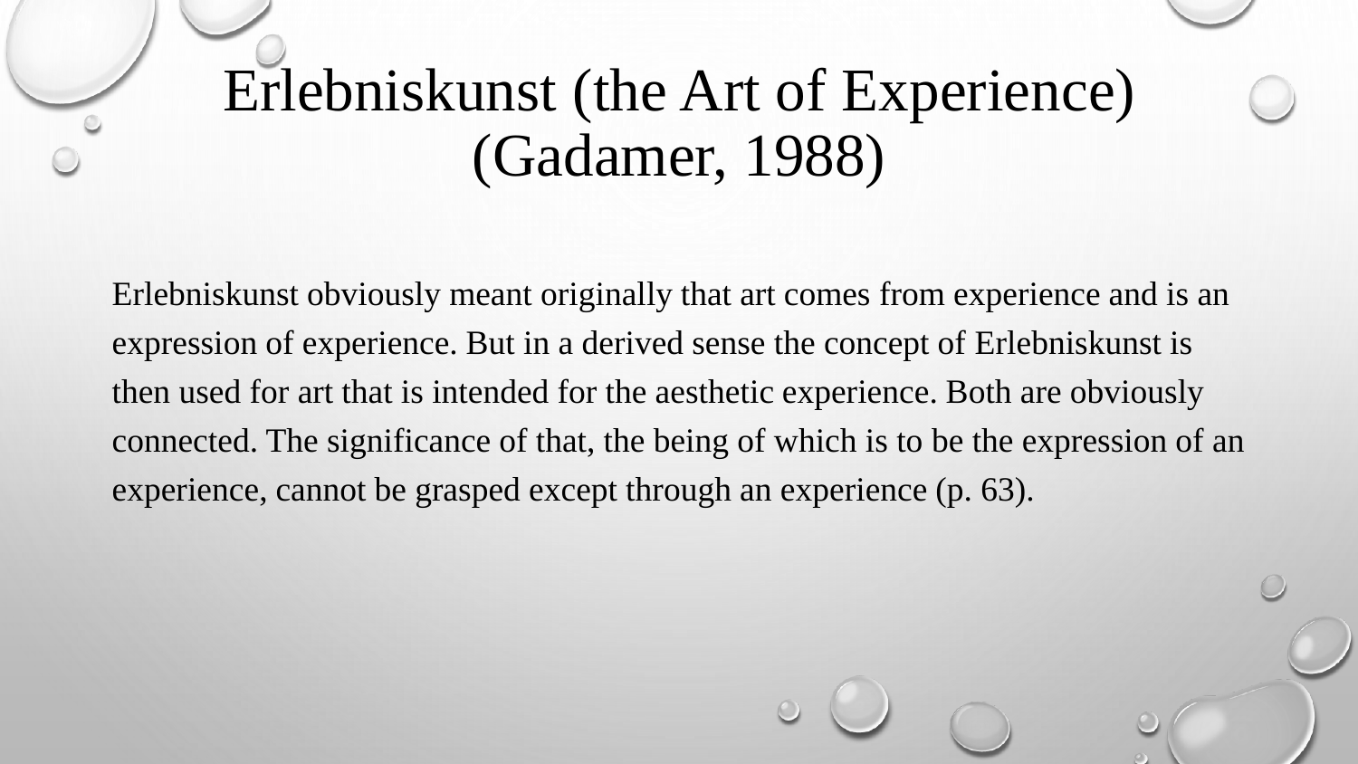# Erlebniskunst (the Art of Experience) (Gadamer, 1988)

Erlebniskunst obviously meant originally that art comes from experience and is an expression of experience. But in a derived sense the concept of Erlebniskunst is then used for art that is intended for the aesthetic experience. Both are obviously connected. The significance of that, the being of which is to be the expression of an experience, cannot be grasped except through an experience (p. 63).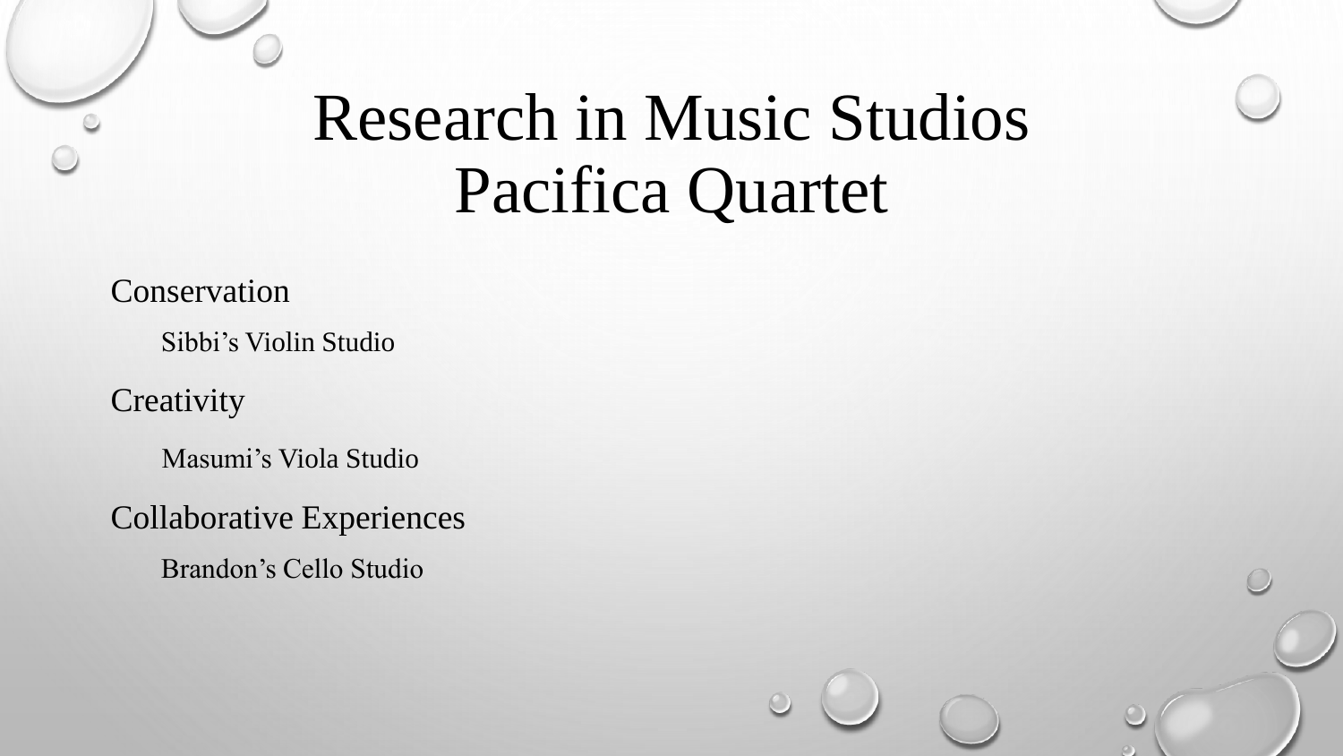# Research in Music Studios Pacifica Quartet

Conservation

  Sibbi's Violin Studio

Creativity

  Masumi's Viola Studio

Collaborative Experiences

  Brandon's Cello Studio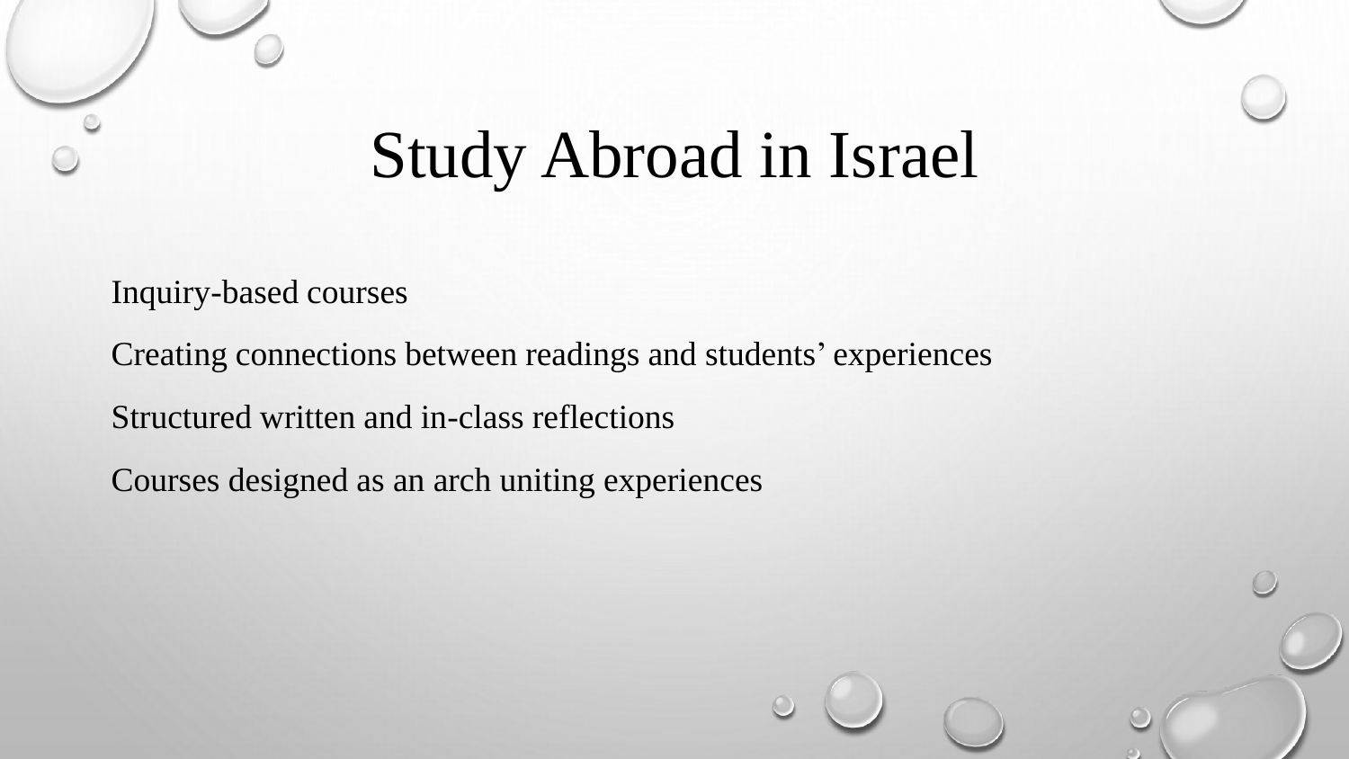# Study Abroad in Israel

Inquiry-based courses

Creating connections between readings and students' experiences

Structured written and in-class reflections

Courses designed as an arch uniting experiences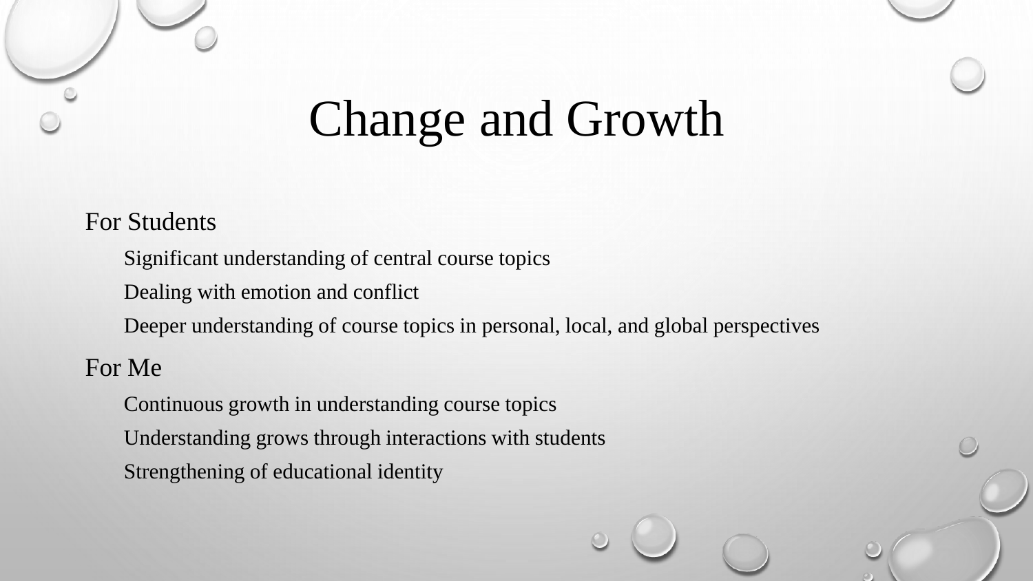# Change and Growth

- For Students
  - Significant understanding of central course topics
  - Dealing with emotion and conflict
  - Deeper understanding of course topics in personal, local, and global perspectives
- For Me
  - Continuous growth in understanding course topics
  - Understanding grows through interactions with students
  - Strengthening of educational identity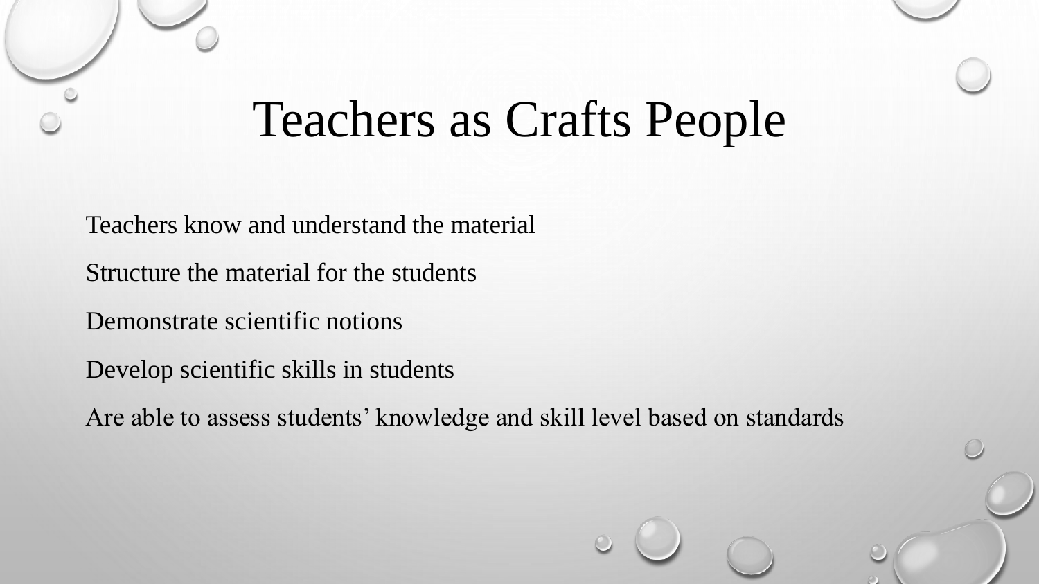# Teachers as Crafts People

Teachers know and understand the material

Structure the material for the students

Demonstrate scientific notions

Develop scientific skills in students

Are able to assess students' knowledge and skill level based on standards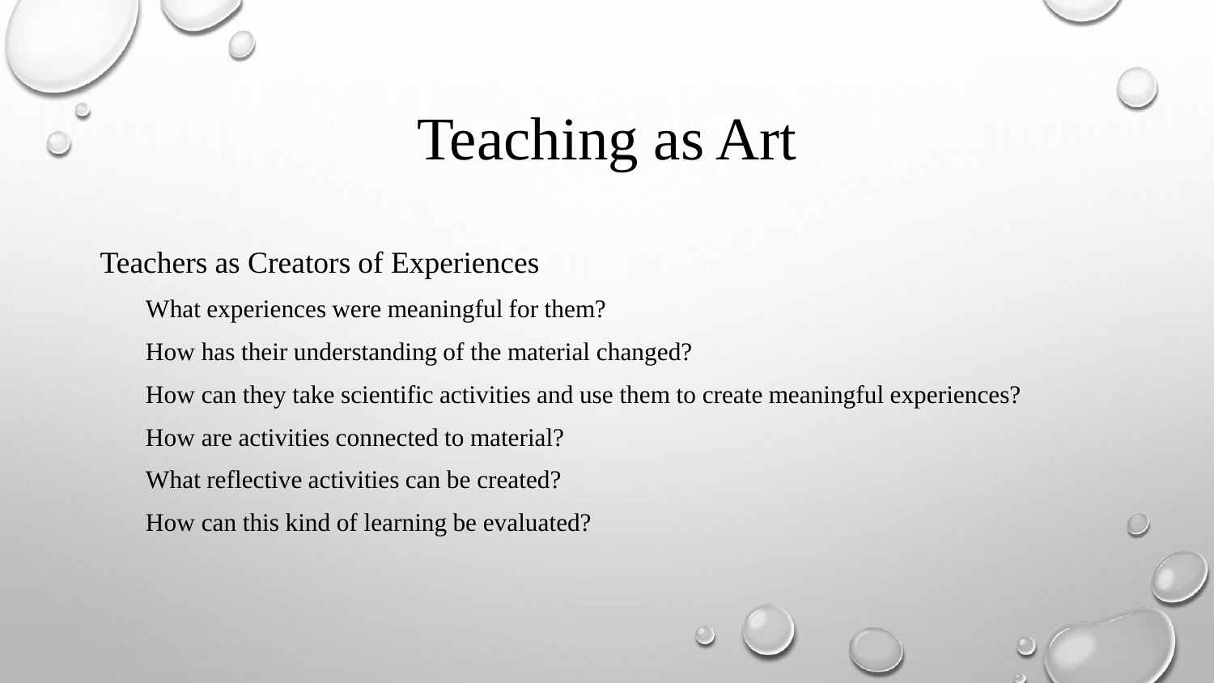# Teaching as Art

- Teachers as Creators of Experiences
  - What experiences were meaningful for them?
  - How has their understanding of the material changed?
  - How can they take scientific activities and use them to create meaningful experiences?
  - How are activities connected to material?
  - What reflective activities can be created?
  - How can this kind of learning be evaluated?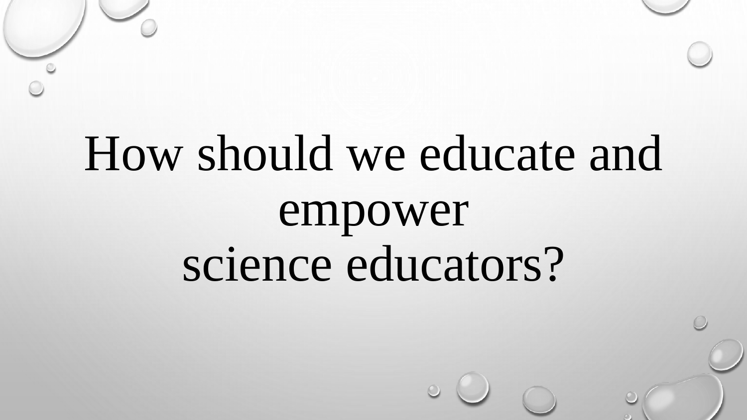# How should we educate and empower science educators?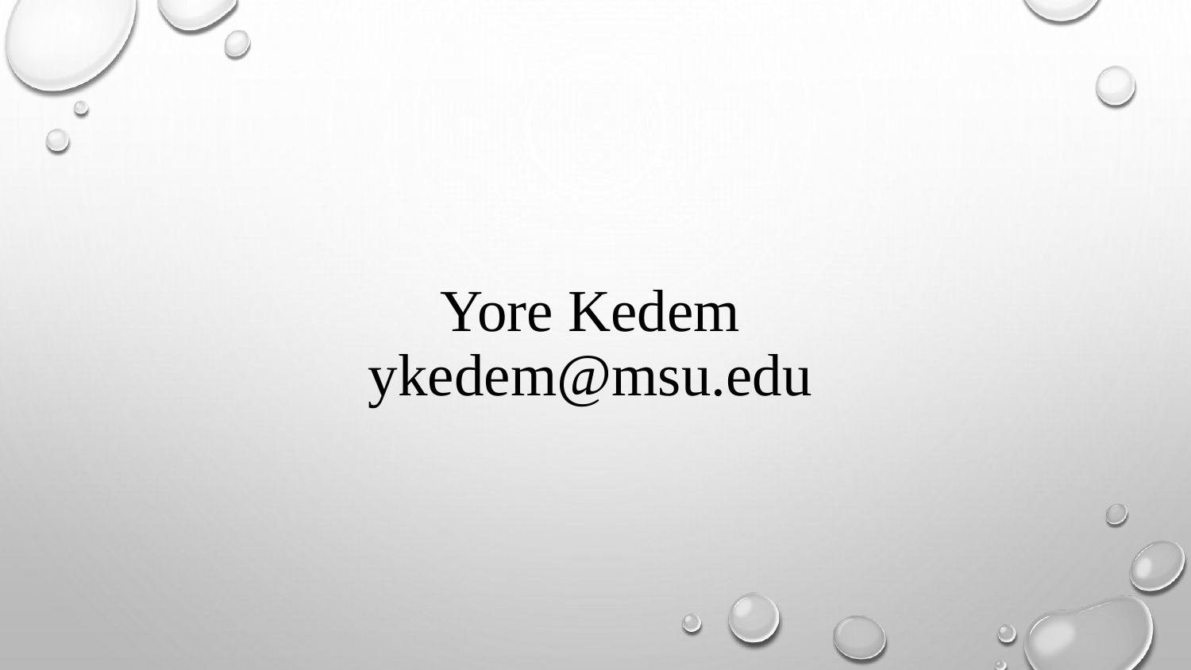Yore Kedem
ykedem@msu.edu